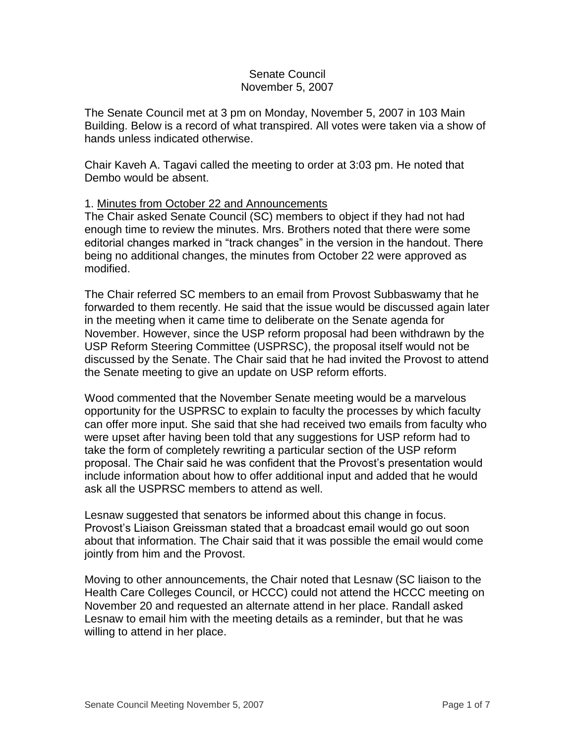# Senate Council
## November 5, 2007

The Senate Council met at 3 pm on Monday, November 5, 2007 in 103 Main Building. Below is a record of what transpired. All votes were taken via a show of hands unless indicated otherwise.

Chair Kaveh A. Tagavi called the meeting to order at 3:03 pm. He noted that Dembo would be absent.

1. Minutes from October 22 and Announcements

The Chair asked Senate Council (SC) members to object if they had not had enough time to review the minutes. Mrs. Brothers noted that there were some editorial changes marked in "track changes" in the version in the handout. There being no additional changes, the minutes from October 22 were approved as modified.

The Chair referred SC members to an email from Provost Subbaswamy that he forwarded to them recently. He said that the issue would be discussed again later in the meeting when it came time to deliberate on the Senate agenda for November. However, since the USP reform proposal had been withdrawn by the USP Reform Steering Committee (USPRSC), the proposal itself would not be discussed by the Senate. The Chair said that he had invited the Provost to attend the Senate meeting to give an update on USP reform efforts.

Wood commented that the November Senate meeting would be a marvelous opportunity for the USPRSC to explain to faculty the processes by which faculty can offer more input. She said that she had received two emails from faculty who were upset after having been told that any suggestions for USP reform had to take the form of completely rewriting a particular section of the USP reform proposal. The Chair said he was confident that the Provost's presentation would include information about how to offer additional input and added that he would ask all the USPRSC members to attend as well.

Lesnaw suggested that senators be informed about this change in focus. Provost's Liaison Greissman stated that a broadcast email would go out soon about that information. The Chair said that it was possible the email would come jointly from him and the Provost.

Moving to other announcements, the Chair noted that Lesnaw (SC liaison to the Health Care Colleges Council, or HCCC) could not attend the HCCC meeting on November 20 and requested an alternate attend in her place. Randall asked Lesnaw to email him with the meeting details as a reminder, but that he was willing to attend in her place.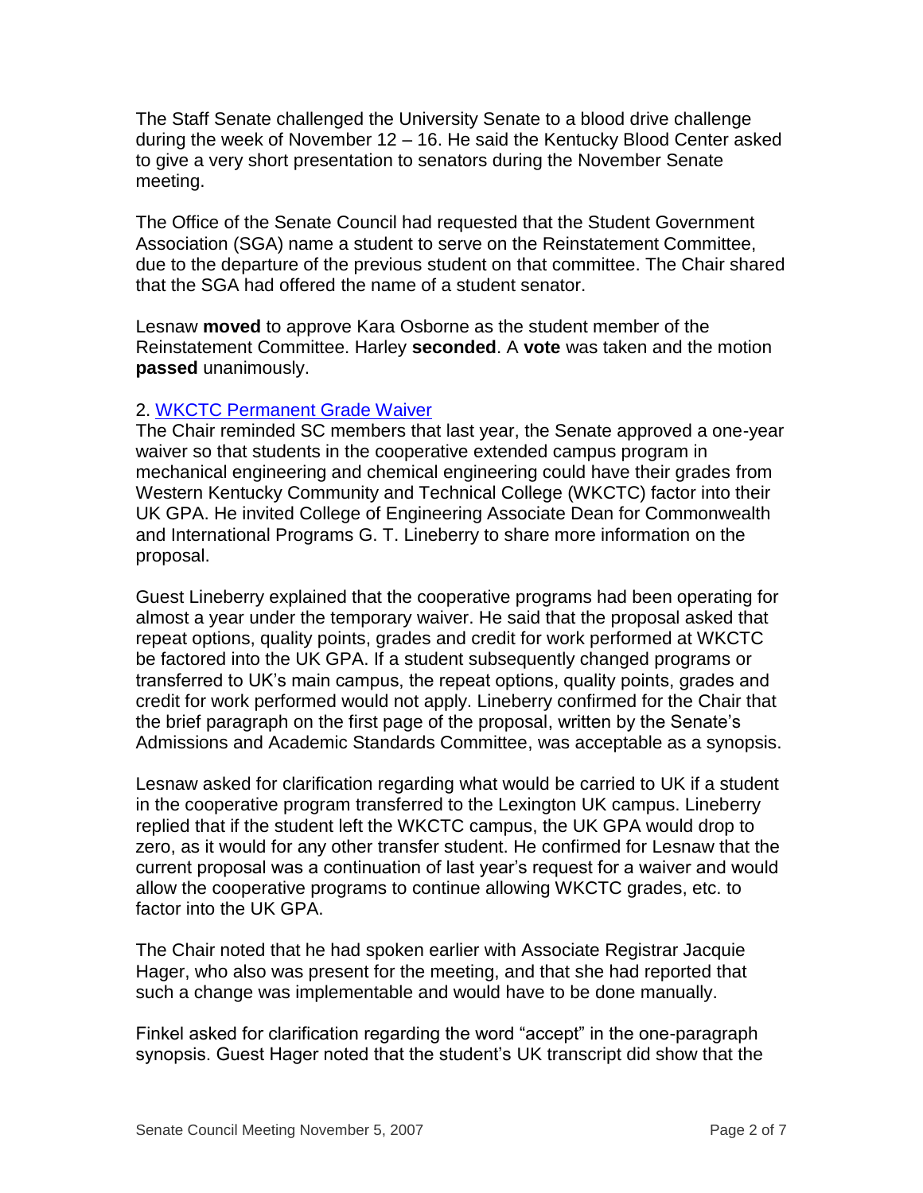The Staff Senate challenged the University Senate to a blood drive challenge during the week of November 12 – 16. He said the Kentucky Blood Center asked to give a very short presentation to senators during the November Senate meeting.

The Office of the Senate Council had requested that the Student Government Association (SGA) name a student to serve on the Reinstatement Committee, due to the departure of the previous student on that committee. The Chair shared that the SGA had offered the name of a student senator.

Lesnaw **moved** to approve Kara Osborne as the student member of the Reinstatement Committee. Harley **seconded**. A **vote** was taken and the motion **passed** unanimously.

2. WKCTC Permanent Grade Waiver

The Chair reminded SC members that last year, the Senate approved a one-year waiver so that students in the cooperative extended campus program in mechanical engineering and chemical engineering could have their grades from Western Kentucky Community and Technical College (WKCTC) factor into their UK GPA. He invited College of Engineering Associate Dean for Commonwealth and International Programs G. T. Lineberry to share more information on the proposal.

Guest Lineberry explained that the cooperative programs had been operating for almost a year under the temporary waiver. He said that the proposal asked that repeat options, quality points, grades and credit for work performed at WKCTC be factored into the UK GPA. If a student subsequently changed programs or transferred to UK's main campus, the repeat options, quality points, grades and credit for work performed would not apply. Lineberry confirmed for the Chair that the brief paragraph on the first page of the proposal, written by the Senate's Admissions and Academic Standards Committee, was acceptable as a synopsis.

Lesnaw asked for clarification regarding what would be carried to UK if a student in the cooperative program transferred to the Lexington UK campus. Lineberry replied that if the student left the WKCTC campus, the UK GPA would drop to zero, as it would for any other transfer student. He confirmed for Lesnaw that the current proposal was a continuation of last year's request for a waiver and would allow the cooperative programs to continue allowing WKCTC grades, etc. to factor into the UK GPA.

The Chair noted that he had spoken earlier with Associate Registrar Jacquie Hager, who also was present for the meeting, and that she had reported that such a change was implementable and would have to be done manually.

Finkel asked for clarification regarding the word "accept" in the one-paragraph synopsis. Guest Hager noted that the student's UK transcript did show that the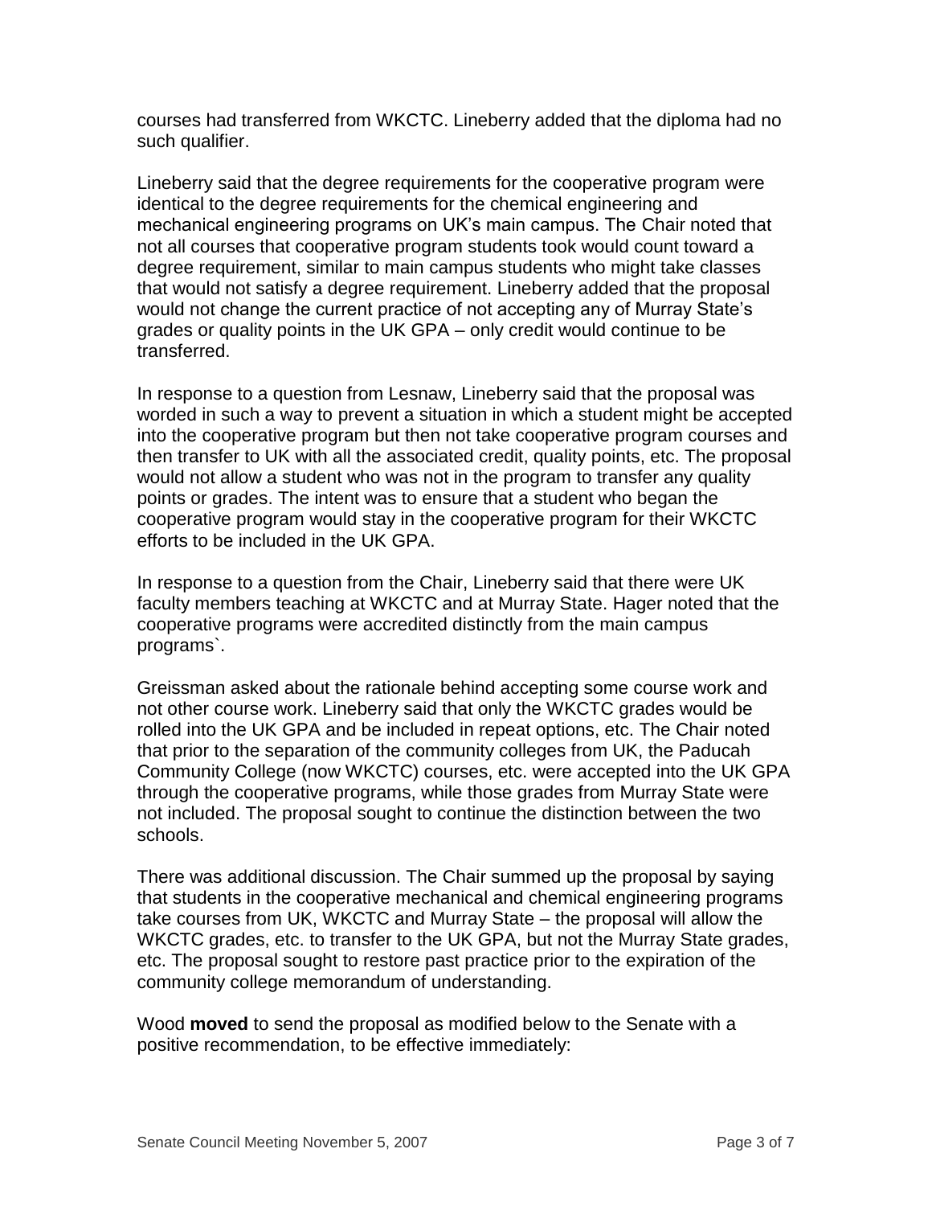courses had transferred from WKCTC. Lineberry added that the diploma had no such qualifier.

Lineberry said that the degree requirements for the cooperative program were identical to the degree requirements for the chemical engineering and mechanical engineering programs on UK's main campus. The Chair noted that not all courses that cooperative program students took would count toward a degree requirement, similar to main campus students who might take classes that would not satisfy a degree requirement. Lineberry added that the proposal would not change the current practice of not accepting any of Murray State's grades or quality points in the UK GPA – only credit would continue to be transferred.

In response to a question from Lesnaw, Lineberry said that the proposal was worded in such a way to prevent a situation in which a student might be accepted into the cooperative program but then not take cooperative program courses and then transfer to UK with all the associated credit, quality points, etc. The proposal would not allow a student who was not in the program to transfer any quality points or grades. The intent was to ensure that a student who began the cooperative program would stay in the cooperative program for their WKCTC efforts to be included in the UK GPA.

In response to a question from the Chair, Lineberry said that there were UK faculty members teaching at WKCTC and at Murray State. Hager noted that the cooperative programs were accredited distinctly from the main campus programs`.

Greissman asked about the rationale behind accepting some course work and not other course work. Lineberry said that only the WKCTC grades would be rolled into the UK GPA and be included in repeat options, etc. The Chair noted that prior to the separation of the community colleges from UK, the Paducah Community College (now WKCTC) courses, etc. were accepted into the UK GPA through the cooperative programs, while those grades from Murray State were not included. The proposal sought to continue the distinction between the two schools.

There was additional discussion. The Chair summed up the proposal by saying that students in the cooperative mechanical and chemical engineering programs take courses from UK, WKCTC and Murray State – the proposal will allow the WKCTC grades, etc. to transfer to the UK GPA, but not the Murray State grades, etc. The proposal sought to restore past practice prior to the expiration of the community college memorandum of understanding.

Wood **moved** to send the proposal as modified below to the Senate with a positive recommendation, to be effective immediately: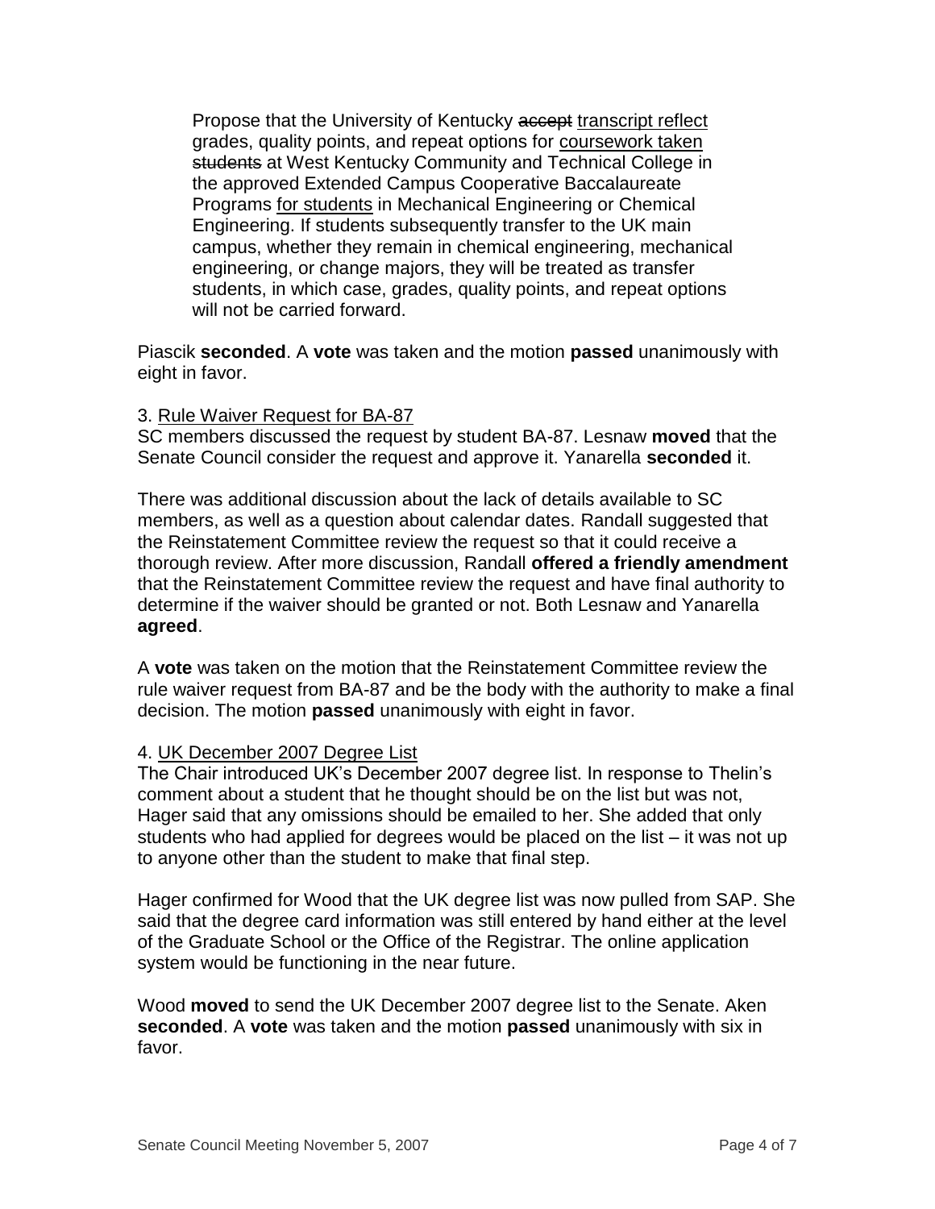> Propose that the University of Kentucky ~~accept~~ <u>transcript reflect</u> grades, quality points, and repeat options for <u>coursework taken</u> ~~students~~ at West Kentucky Community and Technical College in the approved Extended Campus Cooperative Baccalaureate Programs <u>for students</u> in Mechanical Engineering or Chemical Engineering. If students subsequently transfer to the UK main campus, whether they remain in chemical engineering, mechanical engineering, or change majors, they will be treated as transfer students, in which case, grades, quality points, and repeat options will not be carried forward.

Piascik **seconded**. A **vote** was taken and the motion **passed** unanimously with eight in favor.

3. <u>Rule Waiver Request for BA-87</u>

SC members discussed the request by student BA-87. Lesnaw **moved** that the Senate Council consider the request and approve it. Yanarella **seconded** it.

There was additional discussion about the lack of details available to SC members, as well as a question about calendar dates. Randall suggested that the Reinstatement Committee review the request so that it could receive a thorough review. After more discussion, Randall **offered a friendly amendment** that the Reinstatement Committee review the request and have final authority to determine if the waiver should be granted or not. Both Lesnaw and Yanarella **agreed**.

A **vote** was taken on the motion that the Reinstatement Committee review the rule waiver request from BA-87 and be the body with the authority to make a final decision. The motion **passed** unanimously with eight in favor.

4. <u>UK December 2007 Degree List</u>

The Chair introduced UK's December 2007 degree list. In response to Thelin's comment about a student that he thought should be on the list but was not, Hager said that any omissions should be emailed to her. She added that only students who had applied for degrees would be placed on the list – it was not up to anyone other than the student to make that final step.

Hager confirmed for Wood that the UK degree list was now pulled from SAP. She said that the degree card information was still entered by hand either at the level of the Graduate School or the Office of the Registrar. The online application system would be functioning in the near future.

Wood **moved** to send the UK December 2007 degree list to the Senate. Aken **seconded**. A **vote** was taken and the motion **passed** unanimously with six in favor.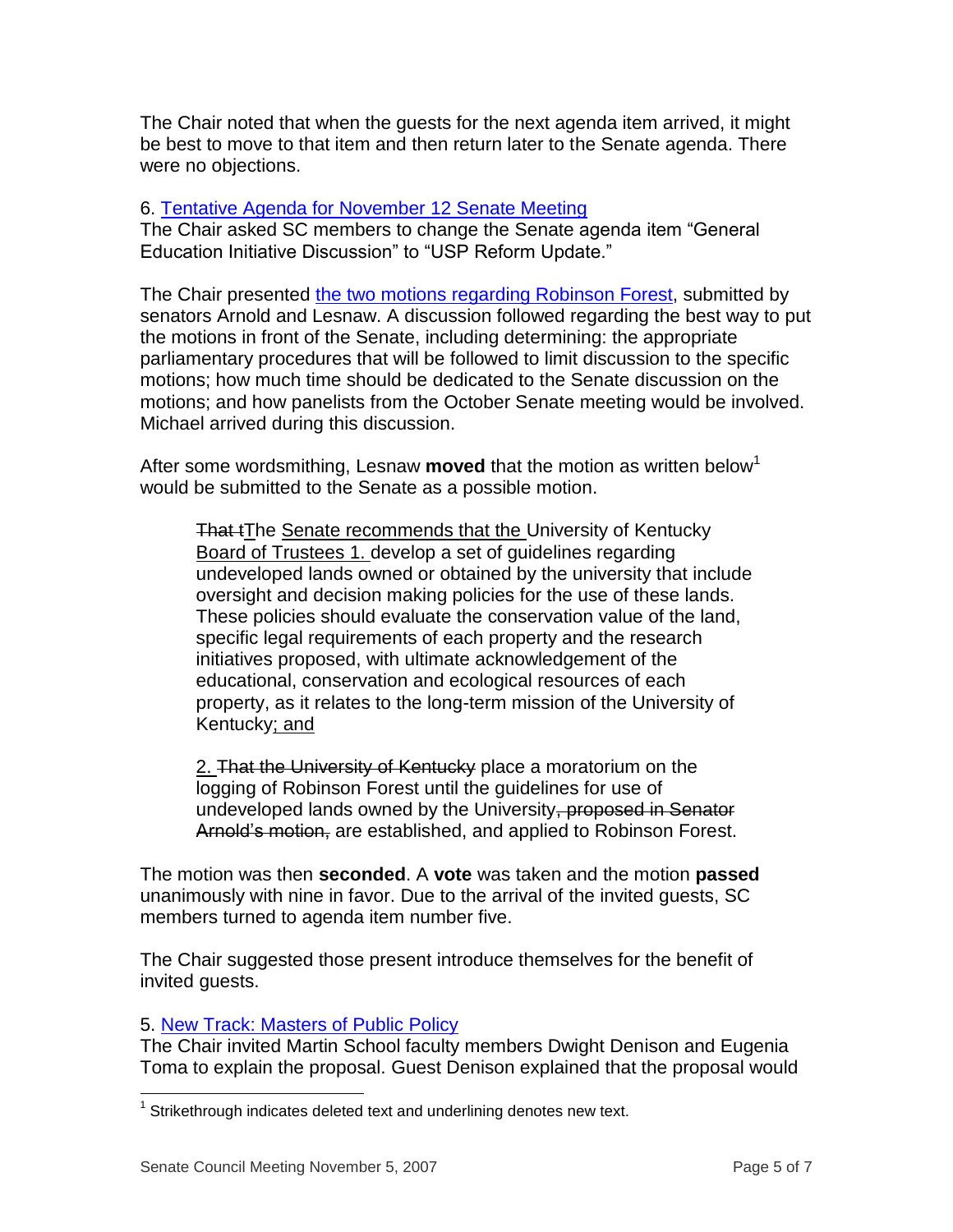The Chair noted that when the guests for the next agenda item arrived, it might be best to move to that item and then return later to the Senate agenda. There were no objections.

6. Tentative Agenda for November 12 Senate Meeting
The Chair asked SC members to change the Senate agenda item "General Education Initiative Discussion" to "USP Reform Update."

The Chair presented the two motions regarding Robinson Forest, submitted by senators Arnold and Lesnaw. A discussion followed regarding the best way to put the motions in front of the Senate, including determining: the appropriate parliamentary procedures that will be followed to limit discussion to the specific motions; how much time should be dedicated to the Senate discussion on the motions; and how panelists from the October Senate meeting would be involved. Michael arrived during this discussion.

After some wordsmithing, Lesnaw **moved** that the motion as written below[1] would be submitted to the Senate as a possible motion.

> ~~That t~~The <u>Senate recommends that the</u> University of Kentucky <u>Board of Trustees 1.</u> develop a set of guidelines regarding undeveloped lands owned or obtained by the university that include oversight and decision making policies for the use of these lands. These policies should evaluate the conservation value of the land, specific legal requirements of each property and the research initiatives proposed, with ultimate acknowledgement of the educational, conservation and ecological resources of each property, as it relates to the long-term mission of the University of Kentucky<u>; and</u>
>
> <u>2.</u> ~~That the University of Kentucky~~ place a moratorium on the logging of Robinson Forest until the guidelines for use of undeveloped lands owned by the University~~, proposed in Senator Arnold's motion,~~ are established, and applied to Robinson Forest.

The motion was then **seconded**. A **vote** was taken and the motion **passed** unanimously with nine in favor. Due to the arrival of the invited guests, SC members turned to agenda item number five.

The Chair suggested those present introduce themselves for the benefit of invited guests.

5. New Track: Masters of Public Policy
The Chair invited Martin School faculty members Dwight Denison and Eugenia Toma to explain the proposal. Guest Denison explained that the proposal would

[1] Strikethrough indicates deleted text and underlining denotes new text.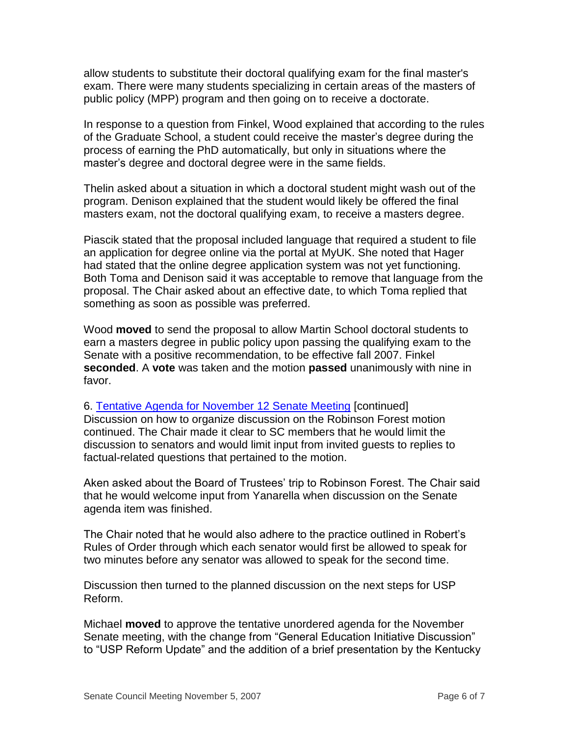allow students to substitute their doctoral qualifying exam for the final master's exam. There were many students specializing in certain areas of the masters of public policy (MPP) program and then going on to receive a doctorate.

In response to a question from Finkel, Wood explained that according to the rules of the Graduate School, a student could receive the master's degree during the process of earning the PhD automatically, but only in situations where the master's degree and doctoral degree were in the same fields.

Thelin asked about a situation in which a doctoral student might wash out of the program. Denison explained that the student would likely be offered the final masters exam, not the doctoral qualifying exam, to receive a masters degree.

Piascik stated that the proposal included language that required a student to file an application for degree online via the portal at MyUK. She noted that Hager had stated that the online degree application system was not yet functioning. Both Toma and Denison said it was acceptable to remove that language from the proposal. The Chair asked about an effective date, to which Toma replied that something as soon as possible was preferred.

Wood **moved** to send the proposal to allow Martin School doctoral students to earn a masters degree in public policy upon passing the qualifying exam to the Senate with a positive recommendation, to be effective fall 2007. Finkel **seconded**. A **vote** was taken and the motion **passed** unanimously with nine in favor.

6. Tentative Agenda for November 12 Senate Meeting [continued]
Discussion on how to organize discussion on the Robinson Forest motion continued. The Chair made it clear to SC members that he would limit the discussion to senators and would limit input from invited guests to replies to factual-related questions that pertained to the motion.

Aken asked about the Board of Trustees' trip to Robinson Forest. The Chair said that he would welcome input from Yanarella when discussion on the Senate agenda item was finished.

The Chair noted that he would also adhere to the practice outlined in Robert's Rules of Order through which each senator would first be allowed to speak for two minutes before any senator was allowed to speak for the second time.

Discussion then turned to the planned discussion on the next steps for USP Reform.

Michael **moved** to approve the tentative unordered agenda for the November Senate meeting, with the change from "General Education Initiative Discussion" to "USP Reform Update" and the addition of a brief presentation by the Kentucky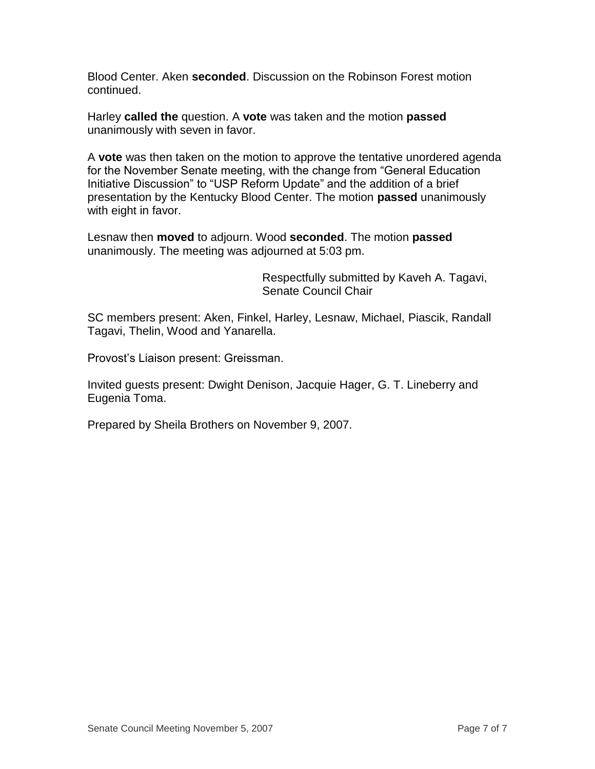Blood Center. Aken **seconded**. Discussion on the Robinson Forest motion continued.

Harley **called the** question. A **vote** was taken and the motion **passed** unanimously with seven in favor.

A **vote** was then taken on the motion to approve the tentative unordered agenda for the November Senate meeting, with the change from "General Education Initiative Discussion" to "USP Reform Update" and the addition of a brief presentation by the Kentucky Blood Center. The motion **passed** unanimously with eight in favor.

Lesnaw then **moved** to adjourn. Wood **seconded**. The motion **passed** unanimously. The meeting was adjourned at 5:03 pm.

Respectfully submitted by Kaveh A. Tagavi,
Senate Council Chair

SC members present: Aken, Finkel, Harley, Lesnaw, Michael, Piascik, Randall Tagavi, Thelin, Wood and Yanarella.

Provost's Liaison present: Greissman.

Invited guests present: Dwight Denison, Jacquie Hager, G. T. Lineberry and Eugenia Toma.

Prepared by Sheila Brothers on November 9, 2007.